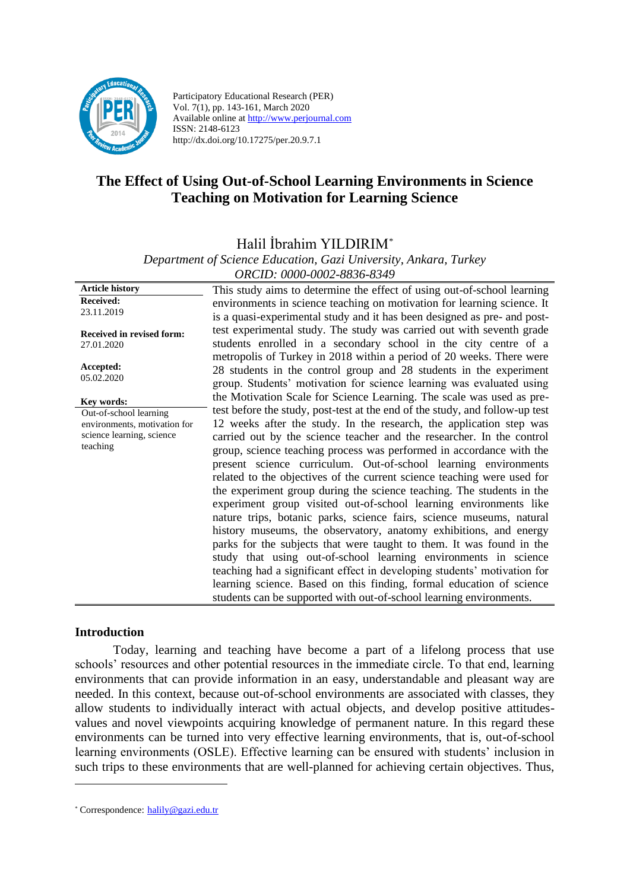Participatory Educational Research (PER)
Vol. 7(1), pp. 143-161, March 2020
Available online at http://www.perjournal.com
ISSN: 2148-6123
http://dx.doi.org/10.17275/per.20.9.7.1

# The Effect of Using Out-of-School Learning Environments in Science Teaching on Motivation for Learning Science

Halil İbrahim YILDIRIM*

*Department of Science Education, Gazi University, Ankara, Turkey*
*ORCID: 0000-0002-8836-8349*

**Article history**
**Received:** 23.11.2019
**Received in revised form:** 27.01.2020
**Accepted:** 05.02.2020

**Key words:**
Out-of-school learning environments, motivation for science learning, science teaching

This study aims to determine the effect of using out-of-school learning environments in science teaching on motivation for learning science. It is a quasi-experimental study and it has been designed as pre- and post-test experimental study. The study was carried out with seventh grade students enrolled in a secondary school in the city centre of a metropolis of Turkey in 2018 within a period of 20 weeks. There were 28 students in the control group and 28 students in the experiment group. Students' motivation for science learning was evaluated using the Motivation Scale for Science Learning. The scale was used as pre-test before the study, post-test at the end of the study, and follow-up test 12 weeks after the study. In the research, the application step was carried out by the science teacher and the researcher. In the control group, science teaching process was performed in accordance with the present science curriculum. Out-of-school learning environments related to the objectives of the current science teaching were used for the experiment group during the science teaching. The students in the experiment group visited out-of-school learning environments like nature trips, botanic parks, science fairs, science museums, natural history museums, the observatory, anatomy exhibitions, and energy parks for the subjects that were taught to them. It was found in the study that using out-of-school learning environments in science teaching had a significant effect in developing students' motivation for learning science. Based on this finding, formal education of science students can be supported with out-of-school learning environments.

## Introduction

Today, learning and teaching have become a part of a lifelong process that use schools' resources and other potential resources in the immediate circle. To that end, learning environments that can provide information in an easy, understandable and pleasant way are needed. In this context, because out-of-school environments are associated with classes, they allow students to individually interact with actual objects, and develop positive attitudes-values and novel viewpoints acquiring knowledge of permanent nature. In this regard these environments can be turned into very effective learning environments, that is, out-of-school learning environments (OSLE). Effective learning can be ensured with students' inclusion in such trips to these environments that are well-planned for achieving certain objectives. Thus,

* Correspondence: halily@gazi.edu.tr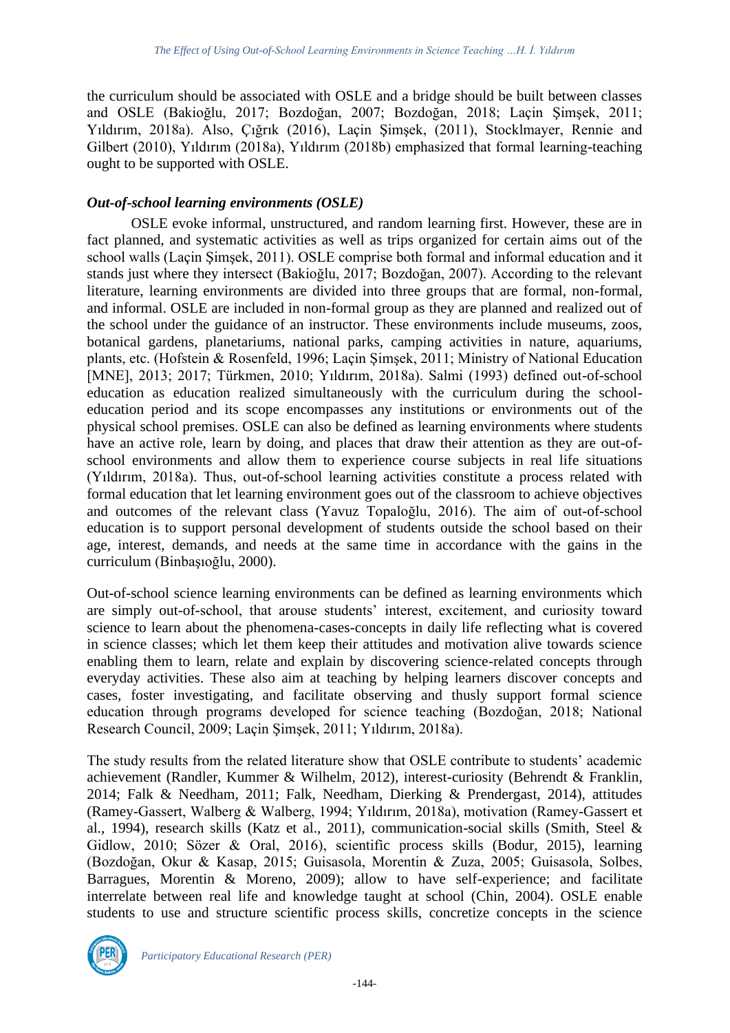the curriculum should be associated with OSLE and a bridge should be built between classes and OSLE (Bakioğlu, 2017; Bozdoğan, 2007; Bozdoğan, 2018; Laçin Şimşek, 2011; Yıldırım, 2018a). Also, Çığrık (2016), Laçin Şimşek, (2011), Stocklmayer, Rennie and Gilbert (2010), Yıldırım (2018a), Yıldırım (2018b) emphasized that formal learning-teaching ought to be supported with OSLE.

### *Out-of-school learning environments (OSLE)*

OSLE evoke informal, unstructured, and random learning first. However, these are in fact planned, and systematic activities as well as trips organized for certain aims out of the school walls (Laçin Şimşek, 2011). OSLE comprise both formal and informal education and it stands just where they intersect (Bakioğlu, 2017; Bozdoğan, 2007). According to the relevant literature, learning environments are divided into three groups that are formal, non-formal, and informal. OSLE are included in non-formal group as they are planned and realized out of the school under the guidance of an instructor. These environments include museums, zoos, botanical gardens, planetariums, national parks, camping activities in nature, aquariums, plants, etc. (Hofstein & Rosenfeld, 1996; Laçin Şimşek, 2011; Ministry of National Education [MNE], 2013; 2017; Türkmen, 2010; Yıldırım, 2018a). Salmi (1993) defined out-of-school education as education realized simultaneously with the curriculum during the school-education period and its scope encompasses any institutions or environments out of the physical school premises. OSLE can also be defined as learning environments where students have an active role, learn by doing, and places that draw their attention as they are out-of-school environments and allow them to experience course subjects in real life situations (Yıldırım, 2018a). Thus, out-of-school learning activities constitute a process related with formal education that let learning environment goes out of the classroom to achieve objectives and outcomes of the relevant class (Yavuz Topaloğlu, 2016). The aim of out-of-school education is to support personal development of students outside the school based on their age, interest, demands, and needs at the same time in accordance with the gains in the curriculum (Binbaşıoğlu, 2000).

Out-of-school science learning environments can be defined as learning environments which are simply out-of-school, that arouse students' interest, excitement, and curiosity toward science to learn about the phenomena-cases-concepts in daily life reflecting what is covered in science classes; which let them keep their attitudes and motivation alive towards science enabling them to learn, relate and explain by discovering science-related concepts through everyday activities. These also aim at teaching by helping learners discover concepts and cases, foster investigating, and facilitate observing and thusly support formal science education through programs developed for science teaching (Bozdoğan, 2018; National Research Council, 2009; Laçin Şimşek, 2011; Yıldırım, 2018a).

The study results from the related literature show that OSLE contribute to students' academic achievement (Randler, Kummer & Wilhelm, 2012), interest-curiosity (Behrendt & Franklin, 2014; Falk & Needham, 2011; Falk, Needham, Dierking & Prendergast, 2014), attitudes (Ramey-Gassert, Walberg & Walberg, 1994; Yıldırım, 2018a), motivation (Ramey-Gassert et al., 1994), research skills (Katz et al., 2011), communication-social skills (Smith, Steel & Gidlow, 2010; Sözer & Oral, 2016), scientific process skills (Bodur, 2015), learning (Bozdoğan, Okur & Kasap, 2015; Guisasola, Morentin & Zuza, 2005; Guisasola, Solbes, Barragues, Morentin & Moreno, 2009); allow to have self-experience; and facilitate interrelate between real life and knowledge taught at school (Chin, 2004). OSLE enable students to use and structure scientific process skills, concretize concepts in the science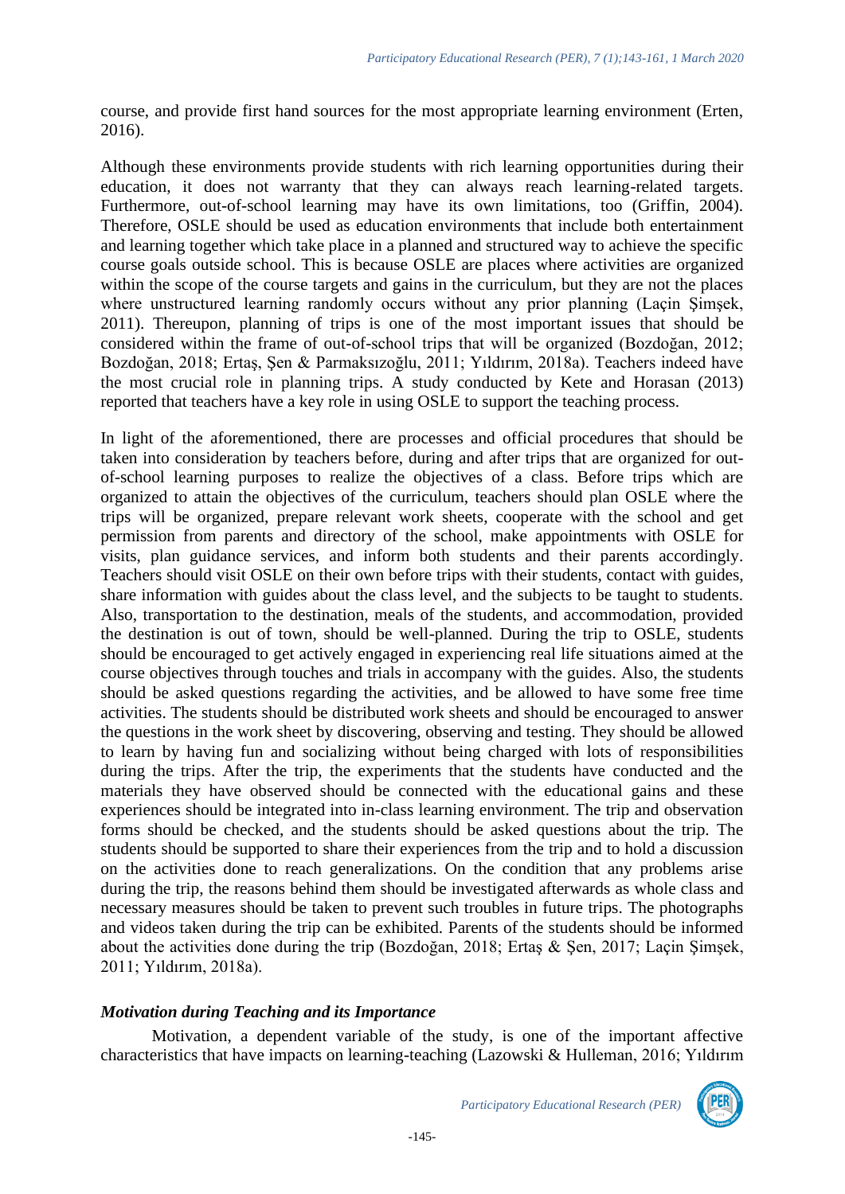course, and provide first hand sources for the most appropriate learning environment (Erten, 2016).

Although these environments provide students with rich learning opportunities during their education, it does not warranty that they can always reach learning-related targets. Furthermore, out-of-school learning may have its own limitations, too (Griffin, 2004). Therefore, OSLE should be used as education environments that include both entertainment and learning together which take place in a planned and structured way to achieve the specific course goals outside school. This is because OSLE are places where activities are organized within the scope of the course targets and gains in the curriculum, but they are not the places where unstructured learning randomly occurs without any prior planning (Laçin Şimşek, 2011). Thereupon, planning of trips is one of the most important issues that should be considered within the frame of out-of-school trips that will be organized (Bozdoğan, 2012; Bozdoğan, 2018; Ertaş, Şen & Parmaksızoğlu, 2011; Yıldırım, 2018a). Teachers indeed have the most crucial role in planning trips. A study conducted by Kete and Horasan (2013) reported that teachers have a key role in using OSLE to support the teaching process.

In light of the aforementioned, there are processes and official procedures that should be taken into consideration by teachers before, during and after trips that are organized for out-of-school learning purposes to realize the objectives of a class. Before trips which are organized to attain the objectives of the curriculum, teachers should plan OSLE where the trips will be organized, prepare relevant work sheets, cooperate with the school and get permission from parents and directory of the school, make appointments with OSLE for visits, plan guidance services, and inform both students and their parents accordingly. Teachers should visit OSLE on their own before trips with their students, contact with guides, share information with guides about the class level, and the subjects to be taught to students. Also, transportation to the destination, meals of the students, and accommodation, provided the destination is out of town, should be well-planned. During the trip to OSLE, students should be encouraged to get actively engaged in experiencing real life situations aimed at the course objectives through touches and trials in accompany with the guides. Also, the students should be asked questions regarding the activities, and be allowed to have some free time activities. The students should be distributed work sheets and should be encouraged to answer the questions in the work sheet by discovering, observing and testing. They should be allowed to learn by having fun and socializing without being charged with lots of responsibilities during the trips. After the trip, the experiments that the students have conducted and the materials they have observed should be connected with the educational gains and these experiences should be integrated into in-class learning environment. The trip and observation forms should be checked, and the students should be asked questions about the trip. The students should be supported to share their experiences from the trip and to hold a discussion on the activities done to reach generalizations. On the condition that any problems arise during the trip, the reasons behind them should be investigated afterwards as whole class and necessary measures should be taken to prevent such troubles in future trips. The photographs and videos taken during the trip can be exhibited. Parents of the students should be informed about the activities done during the trip (Bozdoğan, 2018; Ertaş & Şen, 2017; Laçin Şimşek, 2011; Yıldırım, 2018a).

### *Motivation during Teaching and its Importance*

Motivation, a dependent variable of the study, is one of the important affective characteristics that have impacts on learning-teaching (Lazowski & Hulleman, 2016; Yıldırım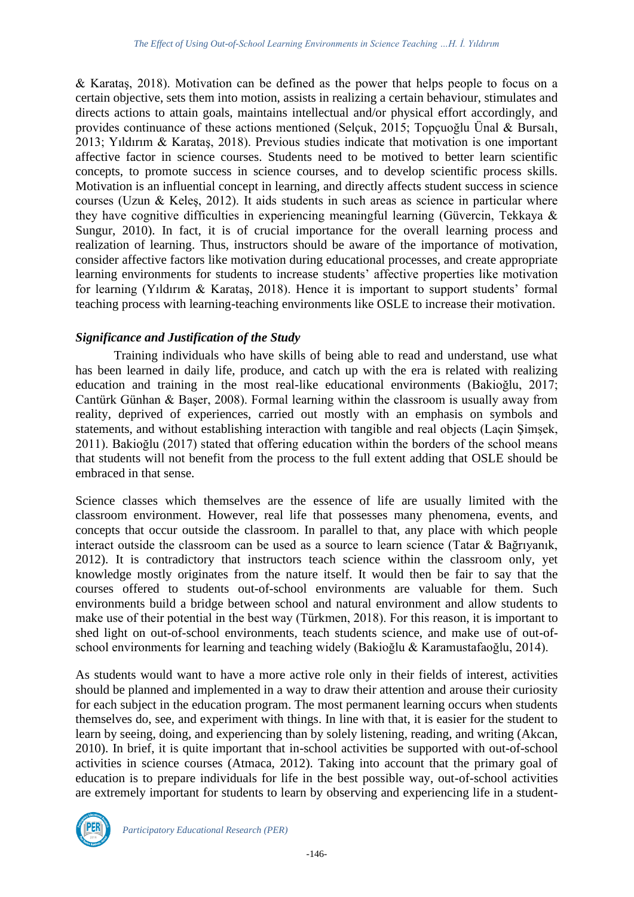& Karataş, 2018). Motivation can be defined as the power that helps people to focus on a certain objective, sets them into motion, assists in realizing a certain behaviour, stimulates and directs actions to attain goals, maintains intellectual and/or physical effort accordingly, and provides continuance of these actions mentioned (Selçuk, 2015; Topçuoğlu Ünal & Bursalı, 2013; Yıldırım & Karataş, 2018). Previous studies indicate that motivation is one important affective factor in science courses. Students need to be motived to better learn scientific concepts, to promote success in science courses, and to develop scientific process skills. Motivation is an influential concept in learning, and directly affects student success in science courses (Uzun & Keleş, 2012). It aids students in such areas as science in particular where they have cognitive difficulties in experiencing meaningful learning (Güvercin, Tekkaya & Sungur, 2010). In fact, it is of crucial importance for the overall learning process and realization of learning. Thus, instructors should be aware of the importance of motivation, consider affective factors like motivation during educational processes, and create appropriate learning environments for students to increase students' affective properties like motivation for learning (Yıldırım & Karataş, 2018). Hence it is important to support students' formal teaching process with learning-teaching environments like OSLE to increase their motivation.

### *Significance and Justification of the Study*

Training individuals who have skills of being able to read and understand, use what has been learned in daily life, produce, and catch up with the era is related with realizing education and training in the most real-like educational environments (Bakioğlu, 2017; Cantürk Günhan & Başer, 2008). Formal learning within the classroom is usually away from reality, deprived of experiences, carried out mostly with an emphasis on symbols and statements, and without establishing interaction with tangible and real objects (Laçin Şimşek, 2011). Bakioğlu (2017) stated that offering education within the borders of the school means that students will not benefit from the process to the full extent adding that OSLE should be embraced in that sense.

Science classes which themselves are the essence of life are usually limited with the classroom environment. However, real life that possesses many phenomena, events, and concepts that occur outside the classroom. In parallel to that, any place with which people interact outside the classroom can be used as a source to learn science (Tatar & Bağrıyanık, 2012). It is contradictory that instructors teach science within the classroom only, yet knowledge mostly originates from the nature itself. It would then be fair to say that the courses offered to students out-of-school environments are valuable for them. Such environments build a bridge between school and natural environment and allow students to make use of their potential in the best way (Türkmen, 2018). For this reason, it is important to shed light on out-of-school environments, teach students science, and make use of out-of-school environments for learning and teaching widely (Bakioğlu & Karamustafaoğlu, 2014).

As students would want to have a more active role only in their fields of interest, activities should be planned and implemented in a way to draw their attention and arouse their curiosity for each subject in the education program. The most permanent learning occurs when students themselves do, see, and experiment with things. In line with that, it is easier for the student to learn by seeing, doing, and experiencing than by solely listening, reading, and writing (Akcan, 2010). In brief, it is quite important that in-school activities be supported with out-of-school activities in science courses (Atmaca, 2012). Taking into account that the primary goal of education is to prepare individuals for life in the best possible way, out-of-school activities are extremely important for students to learn by observing and experiencing life in a student-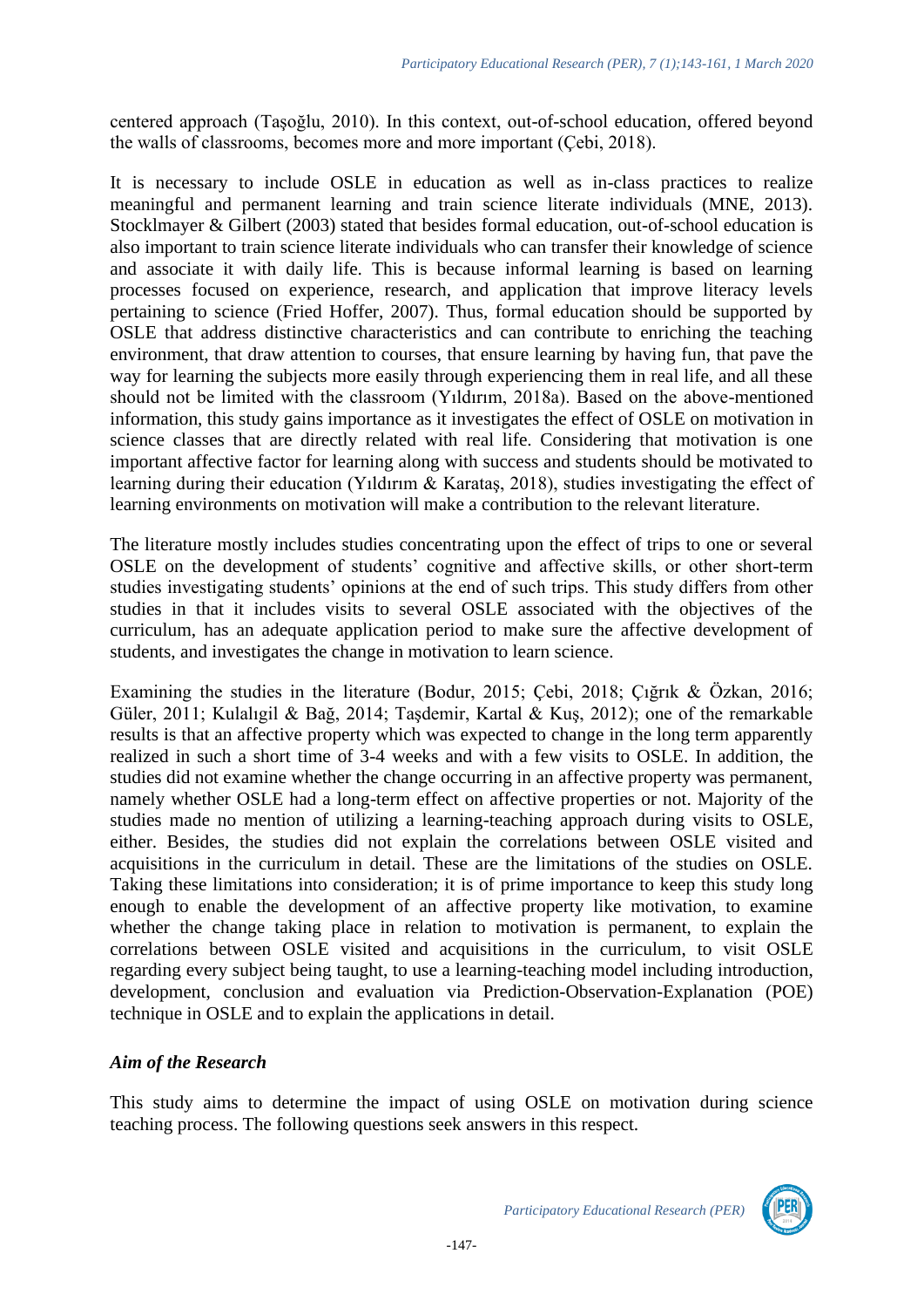centered approach (Taşoğlu, 2010). In this context, out-of-school education, offered beyond the walls of classrooms, becomes more and more important (Çebi, 2018).

It is necessary to include OSLE in education as well as in-class practices to realize meaningful and permanent learning and train science literate individuals (MNE, 2013). Stocklmayer & Gilbert (2003) stated that besides formal education, out-of-school education is also important to train science literate individuals who can transfer their knowledge of science and associate it with daily life. This is because informal learning is based on learning processes focused on experience, research, and application that improve literacy levels pertaining to science (Fried Hoffer, 2007). Thus, formal education should be supported by OSLE that address distinctive characteristics and can contribute to enriching the teaching environment, that draw attention to courses, that ensure learning by having fun, that pave the way for learning the subjects more easily through experiencing them in real life, and all these should not be limited with the classroom (Yıldırım, 2018a). Based on the above-mentioned information, this study gains importance as it investigates the effect of OSLE on motivation in science classes that are directly related with real life. Considering that motivation is one important affective factor for learning along with success and students should be motivated to learning during their education (Yıldırım & Karataş, 2018), studies investigating the effect of learning environments on motivation will make a contribution to the relevant literature.

The literature mostly includes studies concentrating upon the effect of trips to one or several OSLE on the development of students' cognitive and affective skills, or other short-term studies investigating students' opinions at the end of such trips. This study differs from other studies in that it includes visits to several OSLE associated with the objectives of the curriculum, has an adequate application period to make sure the affective development of students, and investigates the change in motivation to learn science.

Examining the studies in the literature (Bodur, 2015; Çebi, 2018; Çığrık & Özkan, 2016; Güler, 2011; Kulalıgil & Bağ, 2014; Taşdemir, Kartal & Kuş, 2012); one of the remarkable results is that an affective property which was expected to change in the long term apparently realized in such a short time of 3-4 weeks and with a few visits to OSLE. In addition, the studies did not examine whether the change occurring in an affective property was permanent, namely whether OSLE had a long-term effect on affective properties or not. Majority of the studies made no mention of utilizing a learning-teaching approach during visits to OSLE, either. Besides, the studies did not explain the correlations between OSLE visited and acquisitions in the curriculum in detail. These are the limitations of the studies on OSLE. Taking these limitations into consideration; it is of prime importance to keep this study long enough to enable the development of an affective property like motivation, to examine whether the change taking place in relation to motivation is permanent, to explain the correlations between OSLE visited and acquisitions in the curriculum, to visit OSLE regarding every subject being taught, to use a learning-teaching model including introduction, development, conclusion and evaluation via Prediction-Observation-Explanation (POE) technique in OSLE and to explain the applications in detail.

### *Aim of the Research*

This study aims to determine the impact of using OSLE on motivation during science teaching process. The following questions seek answers in this respect.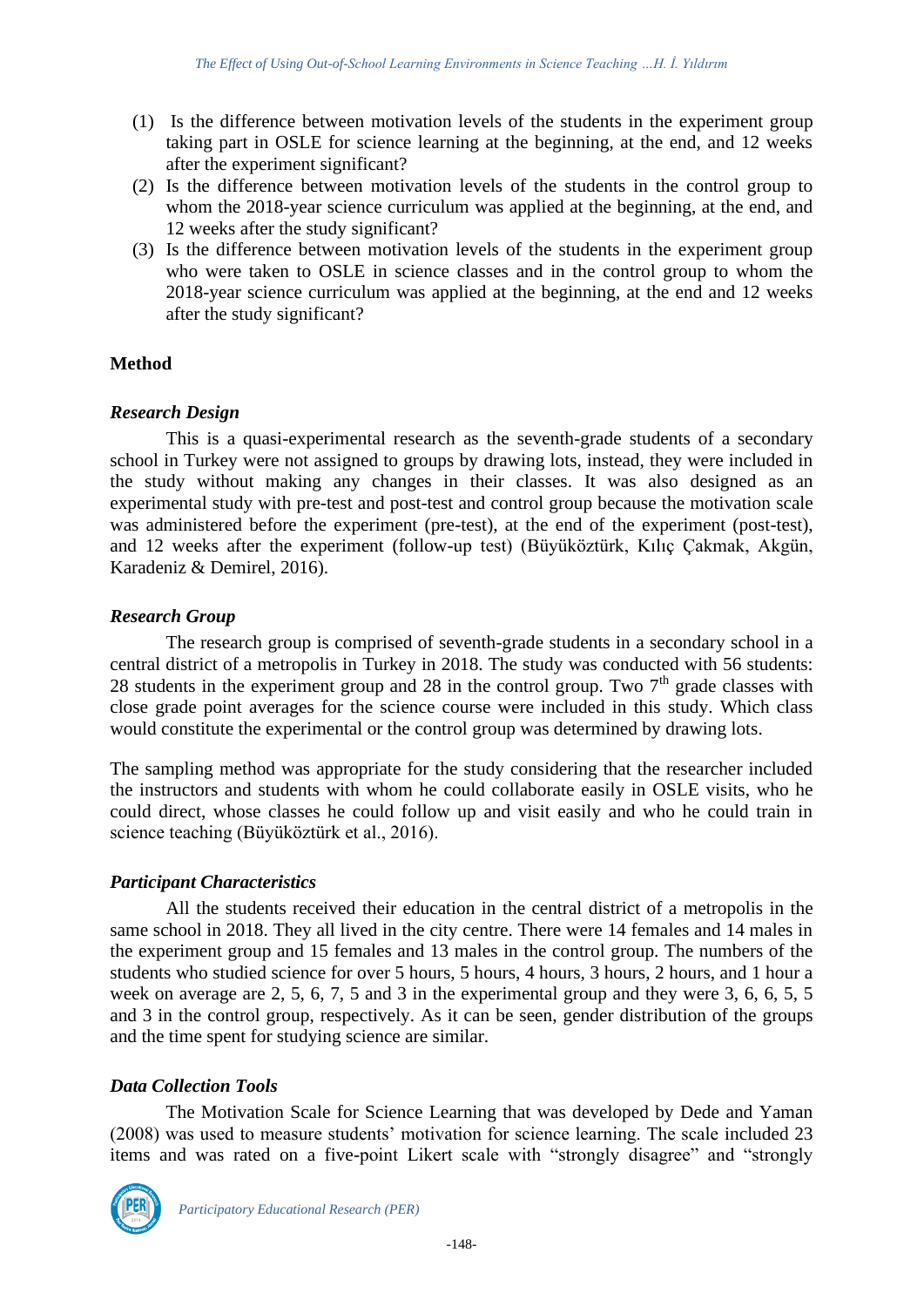(1) Is the difference between motivation levels of the students in the experiment group taking part in OSLE for science learning at the beginning, at the end, and 12 weeks after the experiment significant?
(2) Is the difference between motivation levels of the students in the control group to whom the 2018-year science curriculum was applied at the beginning, at the end, and 12 weeks after the study significant?
(3) Is the difference between motivation levels of the students in the experiment group who were taken to OSLE in science classes and in the control group to whom the 2018-year science curriculum was applied at the beginning, at the end and 12 weeks after the study significant?

## Method

### *Research Design*

This is a quasi-experimental research as the seventh-grade students of a secondary school in Turkey were not assigned to groups by drawing lots, instead, they were included in the study without making any changes in their classes. It was also designed as an experimental study with pre-test and post-test and control group because the motivation scale was administered before the experiment (pre-test), at the end of the experiment (post-test), and 12 weeks after the experiment (follow-up test) (Büyüköztürk, Kılıç Çakmak, Akgün, Karadeniz & Demirel, 2016).

### *Research Group*

The research group is comprised of seventh-grade students in a secondary school in a central district of a metropolis in Turkey in 2018. The study was conducted with 56 students: 28 students in the experiment group and 28 in the control group. Two 7th grade classes with close grade point averages for the science course were included in this study. Which class would constitute the experimental or the control group was determined by drawing lots.

The sampling method was appropriate for the study considering that the researcher included the instructors and students with whom he could collaborate easily in OSLE visits, who he could direct, whose classes he could follow up and visit easily and who he could train in science teaching (Büyüköztürk et al., 2016).

### *Participant Characteristics*

All the students received their education in the central district of a metropolis in the same school in 2018. They all lived in the city centre. There were 14 females and 14 males in the experiment group and 15 females and 13 males in the control group. The numbers of the students who studied science for over 5 hours, 5 hours, 4 hours, 3 hours, 2 hours, and 1 hour a week on average are 2, 5, 6, 7, 5 and 3 in the experimental group and they were 3, 6, 6, 5, 5 and 3 in the control group, respectively. As it can be seen, gender distribution of the groups and the time spent for studying science are similar.

### *Data Collection Tools*

The Motivation Scale for Science Learning that was developed by Dede and Yaman (2008) was used to measure students' motivation for science learning. The scale included 23 items and was rated on a five-point Likert scale with "strongly disagree" and "strongly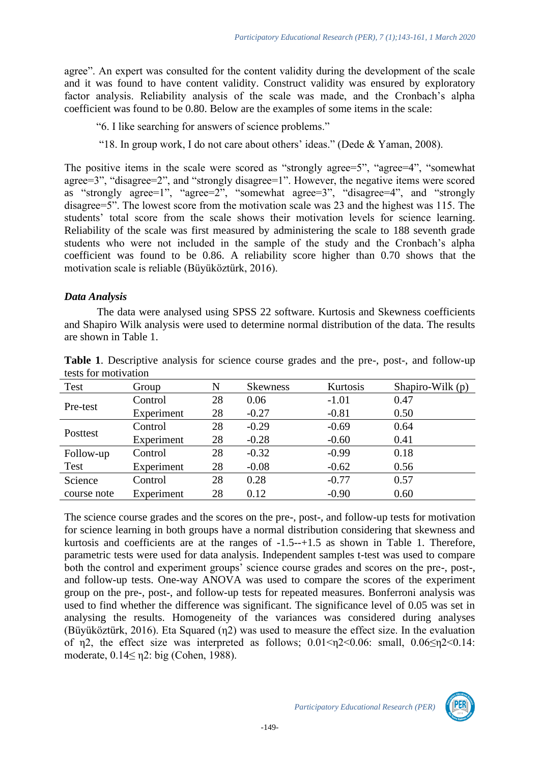agree". An expert was consulted for the content validity during the development of the scale and it was found to have content validity. Construct validity was ensured by exploratory factor analysis. Reliability analysis of the scale was made, and the Cronbach's alpha coefficient was found to be 0.80. Below are the examples of some items in the scale:

"6. I like searching for answers of science problems."

"18. In group work, I do not care about others' ideas." (Dede & Yaman, 2008).

The positive items in the scale were scored as "strongly agree=5", "agree=4", "somewhat agree=3", "disagree=2", and "strongly disagree=1". However, the negative items were scored as "strongly agree=1", "agree=2", "somewhat agree=3", "disagree=4", and "strongly disagree=5". The lowest score from the motivation scale was 23 and the highest was 115. The students' total score from the scale shows their motivation levels for science learning. Reliability of the scale was first measured by administering the scale to 188 seventh grade students who were not included in the sample of the study and the Cronbach's alpha coefficient was found to be 0.86. A reliability score higher than 0.70 shows that the motivation scale is reliable (Büyüköztürk, 2016).

### *Data Analysis*

The data were analysed using SPSS 22 software. Kurtosis and Skewness coefficients and Shapiro Wilk analysis were used to determine normal distribution of the data. The results are shown in Table 1.

**Table 1**. Descriptive analysis for science course grades and the pre-, post-, and follow-up tests for motivation

| Test | Group | N | Skewness | Kurtosis | Shapiro-Wilk (p) |
|---|---|---|---|---|---|
| Pre-test | Control | 28 | 0.06 | -1.01 | 0.47 |
| | Experiment | 28 | -0.27 | -0.81 | 0.50 |
| Posttest | Control | 28 | -0.29 | -0.69 | 0.64 |
| | Experiment | 28 | -0.28 | -0.60 | 0.41 |
| Follow-up Test | Control | 28 | -0.32 | -0.99 | 0.18 |
| | Experiment | 28 | -0.08 | -0.62 | 0.56 |
| Science course note | Control | 28 | 0.28 | -0.77 | 0.57 |
| | Experiment | 28 | 0.12 | -0.90 | 0.60 |

The science course grades and the scores on the pre-, post-, and follow-up tests for motivation for science learning in both groups have a normal distribution considering that skewness and kurtosis and coefficients are at the ranges of -1.5--+1.5 as shown in Table 1. Therefore, parametric tests were used for data analysis. Independent samples t-test was used to compare both the control and experiment groups' science course grades and scores on the pre-, post-, and follow-up tests. One-way ANOVA was used to compare the scores of the experiment group on the pre-, post-, and follow-up tests for repeated measures. Bonferroni analysis was used to find whether the difference was significant. The significance level of 0.05 was set in analysing the results. Homogeneity of the variances was considered during analyses (Büyüköztürk, 2016). Eta Squared ($\eta 2$) was used to measure the effect size. In the evaluation of $\eta 2$, the effect size was interpreted as follows; $0.01<\eta 2<0.06$: small, $0.06\leq\eta 2<0.14$: moderate, $0.14\leq \eta 2$: big (Cohen, 1988).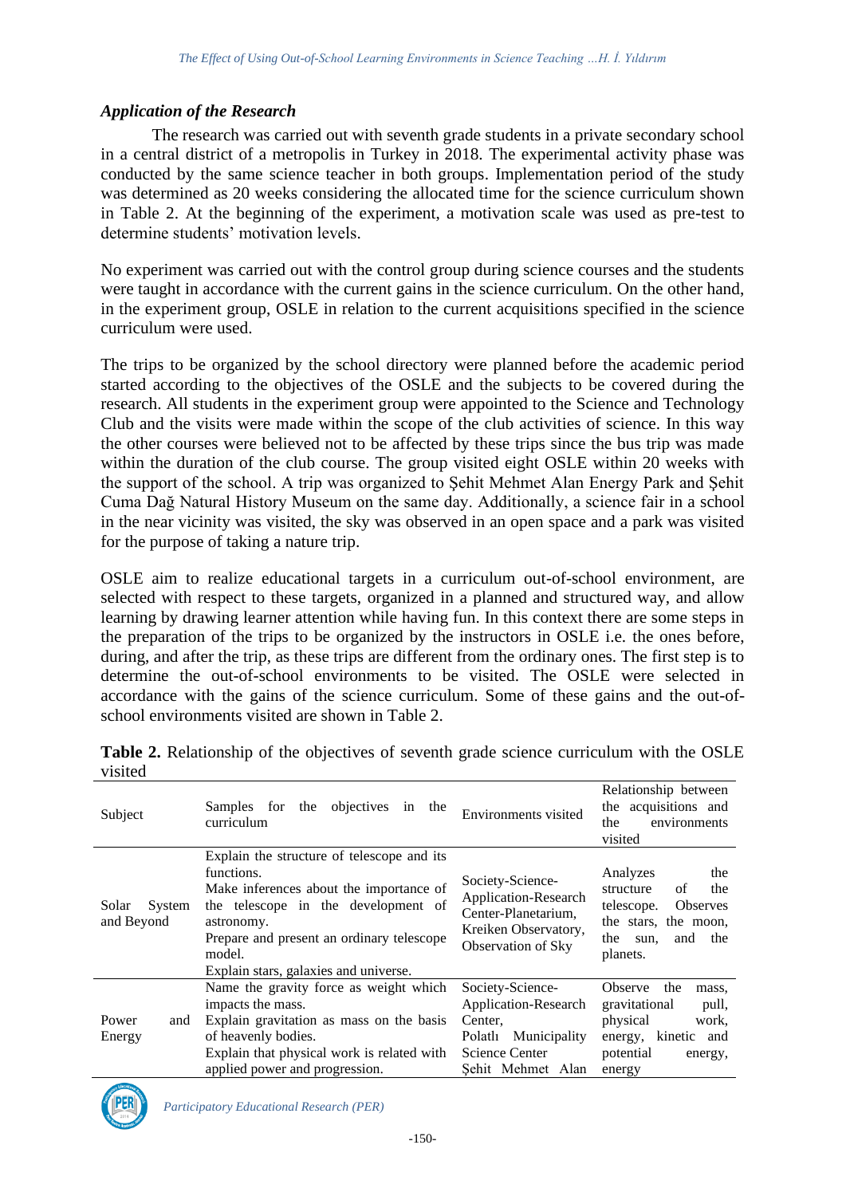### *Application of the Research*

The research was carried out with seventh grade students in a private secondary school in a central district of a metropolis in Turkey in 2018. The experimental activity phase was conducted by the same science teacher in both groups. Implementation period of the study was determined as 20 weeks considering the allocated time for the science curriculum shown in Table 2. At the beginning of the experiment, a motivation scale was used as pre-test to determine students' motivation levels.

No experiment was carried out with the control group during science courses and the students were taught in accordance with the current gains in the science curriculum. On the other hand, in the experiment group, OSLE in relation to the current acquisitions specified in the science curriculum were used.

The trips to be organized by the school directory were planned before the academic period started according to the objectives of the OSLE and the subjects to be covered during the research. All students in the experiment group were appointed to the Science and Technology Club and the visits were made within the scope of the club activities of science. In this way the other courses were believed not to be affected by these trips since the bus trip was made within the duration of the club course. The group visited eight OSLE within 20 weeks with the support of the school. A trip was organized to Şehit Mehmet Alan Energy Park and Şehit Cuma Dağ Natural History Museum on the same day. Additionally, a science fair in a school in the near vicinity was visited, the sky was observed in an open space and a park was visited for the purpose of taking a nature trip.

OSLE aim to realize educational targets in a curriculum out-of-school environment, are selected with respect to these targets, organized in a planned and structured way, and allow learning by drawing learner attention while having fun. In this context there are some steps in the preparation of the trips to be organized by the instructors in OSLE i.e. the ones before, during, and after the trip, as these trips are different from the ordinary ones. The first step is to determine the out-of-school environments to be visited. The OSLE were selected in accordance with the gains of the science curriculum. Some of these gains and the out-of-school environments visited are shown in Table 2.

**Table 2.** Relationship of the objectives of seventh grade science curriculum with the OSLE visited

| Subject | Samples for the objectives in the curriculum | Environments visited | Relationship between the acquisitions and the environments visited |
|---|---|---|---|
| Solar System and Beyond | Explain the structure of telescope and its functions.<br>Make inferences about the importance of the telescope in the development of astronomy.<br>Prepare and present an ordinary telescope model.<br>Explain stars, galaxies and universe. | Society-Science-Application-Research Center-Planetarium, Kreiken Observatory, Observation of Sky | Analyzes the structure of the telescope. Observes the stars, the moon, the sun, and the planets. |
| Power and Energy | Name the gravity force as weight which impacts the mass.<br>Explain gravitation as mass on the basis of heavenly bodies.<br>Explain that physical work is related with applied power and progression. | Society-Science-Application-Research Center,<br>Polatlı Municipality Science Center<br>Şehit Mehmet Alan | Observe the mass, gravitational pull, physical work, energy, kinetic and potential energy, energy |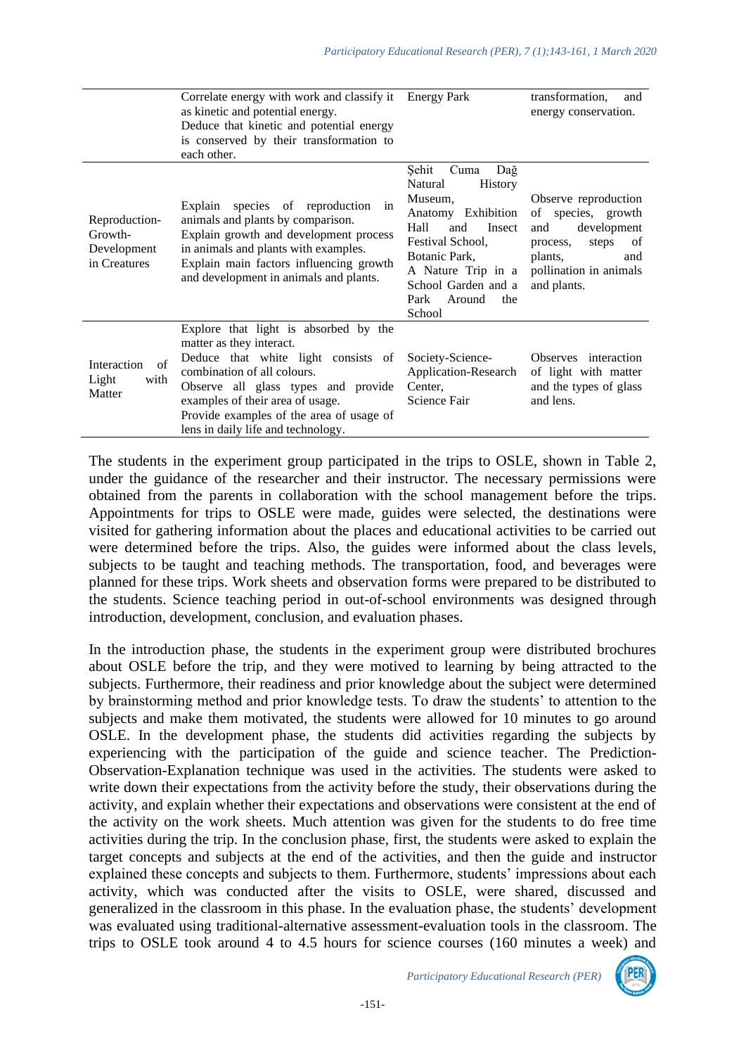| | | | |
|---|---|---|---|
| | Correlate energy with work and classify it as kinetic and potential energy. Deduce that kinetic and potential energy is conserved by their transformation to each other. | Energy Park | transformation, and energy conservation. |
| Reproduction-Growth-Development in Creatures | Explain species of reproduction in animals and plants by comparison. Explain growth and development process in animals and plants with examples. Explain main factors influencing growth and development in animals and plants. | Şehit Cuma Dağ Natural History Museum, Anatomy Exhibition Hall and Insect Festival School, Botanic Park, A Nature Trip in a School Garden and a Park Around the School | Observe reproduction of species, growth and development process, steps of plants, and pollination in animals and plants. |
| Interaction of Light with Matter | Explore that light is absorbed by the matter as they interact. Deduce that white light consists of combination of all colours. Observe all glass types and provide examples of their area of usage. Provide examples of the area of usage of lens in daily life and technology. | Society-Science-Application-Research Center, Science Fair | Observes interaction of light with matter and the types of glass and lens. |

The students in the experiment group participated in the trips to OSLE, shown in Table 2, under the guidance of the researcher and their instructor. The necessary permissions were obtained from the parents in collaboration with the school management before the trips. Appointments for trips to OSLE were made, guides were selected, the destinations were visited for gathering information about the places and educational activities to be carried out were determined before the trips. Also, the guides were informed about the class levels, subjects to be taught and teaching methods. The transportation, food, and beverages were planned for these trips. Work sheets and observation forms were prepared to be distributed to the students. Science teaching period in out-of-school environments was designed through introduction, development, conclusion, and evaluation phases.

In the introduction phase, the students in the experiment group were distributed brochures about OSLE before the trip, and they were motived to learning by being attracted to the subjects. Furthermore, their readiness and prior knowledge about the subject were determined by brainstorming method and prior knowledge tests. To draw the students' to attention to the subjects and make them motivated, the students were allowed for 10 minutes to go around OSLE. In the development phase, the students did activities regarding the subjects by experiencing with the participation of the guide and science teacher. The Prediction-Observation-Explanation technique was used in the activities. The students were asked to write down their expectations from the activity before the study, their observations during the activity, and explain whether their expectations and observations were consistent at the end of the activity on the work sheets. Much attention was given for the students to do free time activities during the trip. In the conclusion phase, first, the students were asked to explain the target concepts and subjects at the end of the activities, and then the guide and instructor explained these concepts and subjects to them. Furthermore, students' impressions about each activity, which was conducted after the visits to OSLE, were shared, discussed and generalized in the classroom in this phase. In the evaluation phase, the students' development was evaluated using traditional-alternative assessment-evaluation tools in the classroom. The trips to OSLE took around 4 to 4.5 hours for science courses (160 minutes a week) and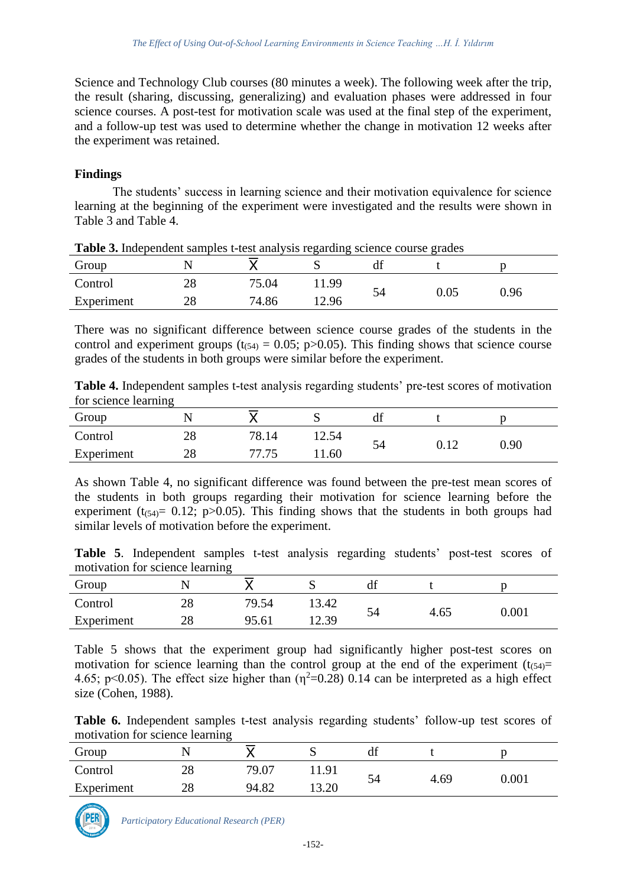Science and Technology Club courses (80 minutes a week). The following week after the trip, the result (sharing, discussing, generalizing) and evaluation phases were addressed in four science courses. A post-test for motivation scale was used at the final step of the experiment, and a follow-up test was used to determine whether the change in motivation 12 weeks after the experiment was retained.

### Findings

The students' success in learning science and their motivation equivalence for science learning at the beginning of the experiment were investigated and the results were shown in Table 3 and Table 4.

**Table 3.** Independent samples t-test analysis regarding science course grades

| Group | N | $\bar{X}$ | S | df | t | p |
|---|---|---|---|---|---|---|
| Control | 28 | 75.04 | 11.99 | 54 | 0.05 | 0.96 |
| Experiment | 28 | 74.86 | 12.96 | | | |

There was no significant difference between science course grades of the students in the control and experiment groups ($t_{(54)} = 0.05$; $p>0.05$). This finding shows that science course grades of the students in both groups were similar before the experiment.

**Table 4.** Independent samples t-test analysis regarding students' pre-test scores of motivation for science learning

| Group | N | $\bar{X}$ | S | df | t | p |
|---|---|---|---|---|---|---|
| Control | 28 | 78.14 | 12.54 | 54 | 0.12 | 0.90 |
| Experiment | 28 | 77.75 | 11.60 | | | |

As shown Table 4, no significant difference was found between the pre-test mean scores of the students in both groups regarding their motivation for science learning before the experiment ($t_{(54)}= 0.12$; $p>0.05$). This finding shows that the students in both groups had similar levels of motivation before the experiment.

**Table 5**. Independent samples t-test analysis regarding students' post-test scores of motivation for science learning

| Group | N | $\bar{X}$ | S | df | t | p |
|---|---|---|---|---|---|---|
| Control | 28 | 79.54 | 13.42 | 54 | 4.65 | 0.001 |
| Experiment | 28 | 95.61 | 12.39 | | | |

Table 5 shows that the experiment group had significantly higher post-test scores on motivation for science learning than the control group at the end of the experiment ($t_{(54)}=$ 4.65; $p<0.05$). The effect size higher than ($\eta^2=0.28$) 0.14 can be interpreted as a high effect size (Cohen, 1988).

**Table 6.** Independent samples t-test analysis regarding students' follow-up test scores of motivation for science learning

| Group | N | $\bar{X}$ | S | df | t | p |
|---|---|---|---|---|---|---|
| Control | 28 | 79.07 | 11.91 | 54 | 4.69 | 0.001 |
| Experiment | 28 | 94.82 | 13.20 | | | |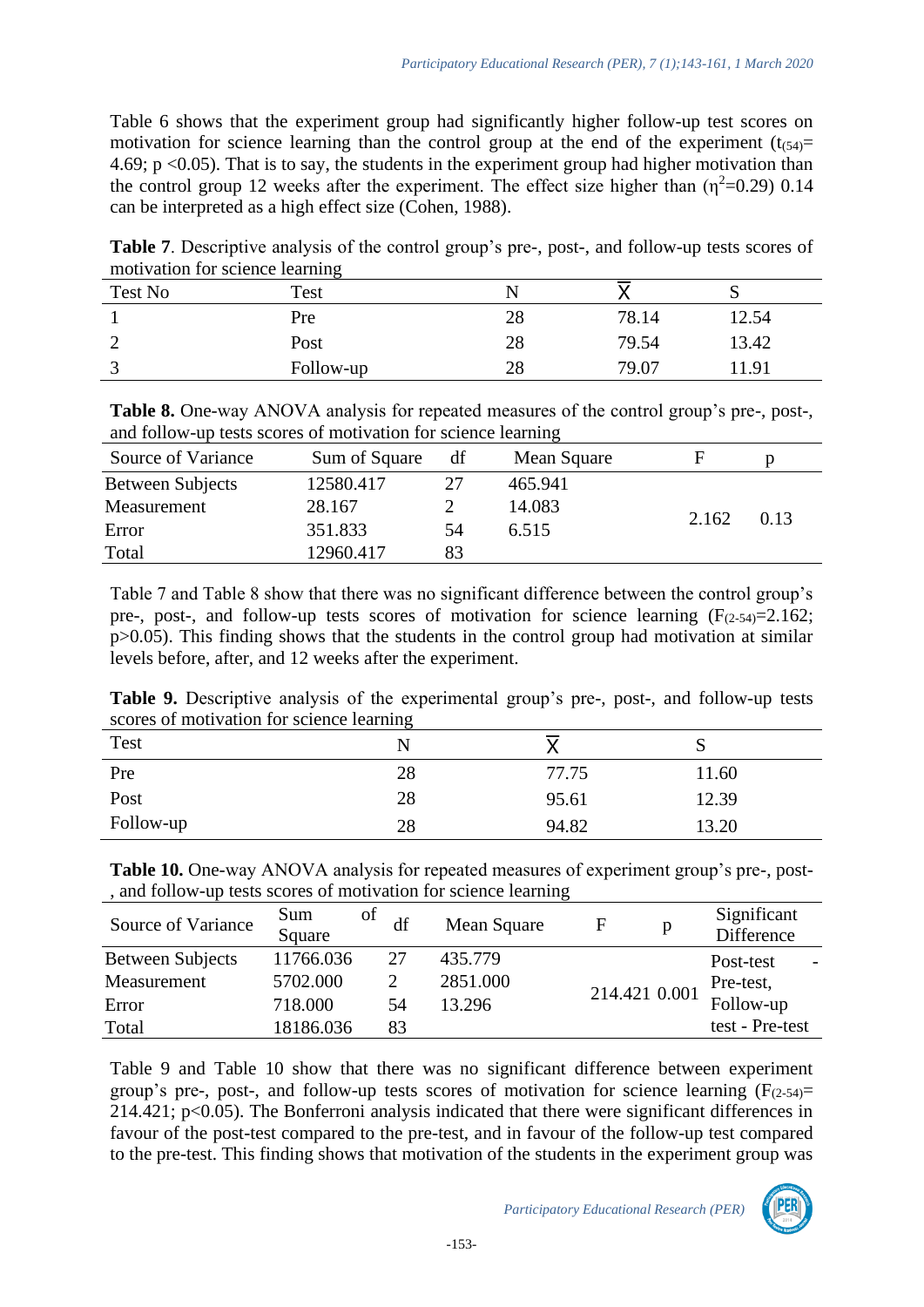Table 6 shows that the experiment group had significantly higher follow-up test scores on motivation for science learning than the control group at the end of the experiment ($t_{(54)}$= 4.69; $p < 0.05$). That is to say, the students in the experiment group had higher motivation than the control group 12 weeks after the experiment. The effect size higher than ($\eta^2$=0.29) 0.14 can be interpreted as a high effect size (Cohen, 1988).

**Table 7**. Descriptive analysis of the control group's pre-, post-, and follow-up tests scores of motivation for science learning

| Test No | Test | N | $\overline{X}$ | S |
|---|---|---|---|---|
| 1 | Pre | 28 | 78.14 | 12.54 |
| 2 | Post | 28 | 79.54 | 13.42 |
| 3 | Follow-up | 28 | 79.07 | 11.91 |

**Table 8.** One-way ANOVA analysis for repeated measures of the control group's pre-, post-, and follow-up tests scores of motivation for science learning

| Source of Variance | Sum of Square | df | Mean Square | F | p |
|---|---|---|---|---|---|
| Between Subjects | 12580.417 | 27 | 465.941 | 2.162 | 0.13 |
| Measurement | 28.167 | 2 | 14.083 | | |
| Error | 351.833 | 54 | 6.515 | | |
| Total | 12960.417 | 83 | | | |

Table 7 and Table 8 show that there was no significant difference between the control group's pre-, post-, and follow-up tests scores of motivation for science learning ($F_{(2-54)}$=2.162; $p > 0.05$). This finding shows that the students in the control group had motivation at similar levels before, after, and 12 weeks after the experiment.

**Table 9.** Descriptive analysis of the experimental group's pre-, post-, and follow-up tests scores of motivation for science learning

| Test | N | $\overline{X}$ | S |
|---|---|---|---|
| Pre | 28 | 77.75 | 11.60 |
| Post | 28 | 95.61 | 12.39 |
| Follow-up | 28 | 94.82 | 13.20 |

**Table 10.** One-way ANOVA analysis for repeated measures of experiment group's pre-, post-, and follow-up tests scores of motivation for science learning

| Source of Variance | Sum of Square | df | Mean Square | F | p | Significant Difference |
|---|---|---|---|---|---|---|
| Between Subjects | 11766.036 | 27 | 435.779 | 214.421 | 0.001 | Post-test - Pre-test, Follow-up test - Pre-test |
| Measurement | 5702.000 | 2 | 2851.000 | | | |
| Error | 718.000 | 54 | 13.296 | | | |
| Total | 18186.036 | 83 | | | | |

Table 9 and Table 10 show that there was no significant difference between experiment group's pre-, post-, and follow-up tests scores of motivation for science learning ($F_{(2-54)}$= 214.421; $p < 0.05$). The Bonferroni analysis indicated that there were significant differences in favour of the post-test compared to the pre-test, and in favour of the follow-up test compared to the pre-test. This finding shows that motivation of the students in the experiment group was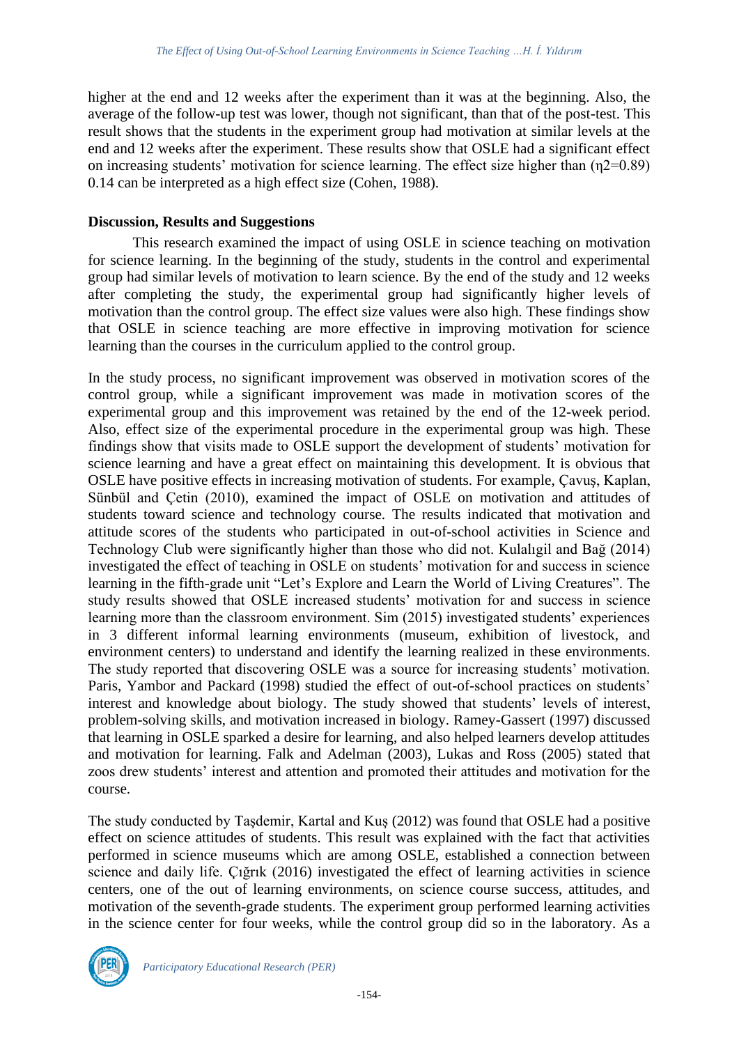higher at the end and 12 weeks after the experiment than it was at the beginning. Also, the average of the follow-up test was lower, though not significant, than that of the post-test. This result shows that the students in the experiment group had motivation at similar levels at the end and 12 weeks after the experiment. These results show that OSLE had a significant effect on increasing students' motivation for science learning. The effect size higher than ($\eta 2$=0.89) 0.14 can be interpreted as a high effect size (Cohen, 1988).

**Discussion, Results and Suggestions**

This research examined the impact of using OSLE in science teaching on motivation for science learning. In the beginning of the study, students in the control and experimental group had similar levels of motivation to learn science. By the end of the study and 12 weeks after completing the study, the experimental group had significantly higher levels of motivation than the control group. The effect size values were also high. These findings show that OSLE in science teaching are more effective in improving motivation for science learning than the courses in the curriculum applied to the control group.

In the study process, no significant improvement was observed in motivation scores of the control group, while a significant improvement was made in motivation scores of the experimental group and this improvement was retained by the end of the 12-week period. Also, effect size of the experimental procedure in the experimental group was high. These findings show that visits made to OSLE support the development of students' motivation for science learning and have a great effect on maintaining this development. It is obvious that OSLE have positive effects in increasing motivation of students. For example, Çavuş, Kaplan, Sünbül and Çetin (2010), examined the impact of OSLE on motivation and attitudes of students toward science and technology course. The results indicated that motivation and attitude scores of the students who participated in out-of-school activities in Science and Technology Club were significantly higher than those who did not. Kulalıgil and Bağ (2014) investigated the effect of teaching in OSLE on students' motivation for and success in science learning in the fifth-grade unit "Let's Explore and Learn the World of Living Creatures". The study results showed that OSLE increased students' motivation for and success in science learning more than the classroom environment. Sim (2015) investigated students' experiences in 3 different informal learning environments (museum, exhibition of livestock, and environment centers) to understand and identify the learning realized in these environments. The study reported that discovering OSLE was a source for increasing students' motivation. Paris, Yambor and Packard (1998) studied the effect of out-of-school practices on students' interest and knowledge about biology. The study showed that students' levels of interest, problem-solving skills, and motivation increased in biology. Ramey-Gassert (1997) discussed that learning in OSLE sparked a desire for learning, and also helped learners develop attitudes and motivation for learning. Falk and Adelman (2003), Lukas and Ross (2005) stated that zoos drew students' interest and attention and promoted their attitudes and motivation for the course.

The study conducted by Taşdemir, Kartal and Kuş (2012) was found that OSLE had a positive effect on science attitudes of students. This result was explained with the fact that activities performed in science museums which are among OSLE, established a connection between science and daily life. Çığrık (2016) investigated the effect of learning activities in science centers, one of the out of learning environments, on science course success, attitudes, and motivation of the seventh-grade students. The experiment group performed learning activities in the science center for four weeks, while the control group did so in the laboratory. As a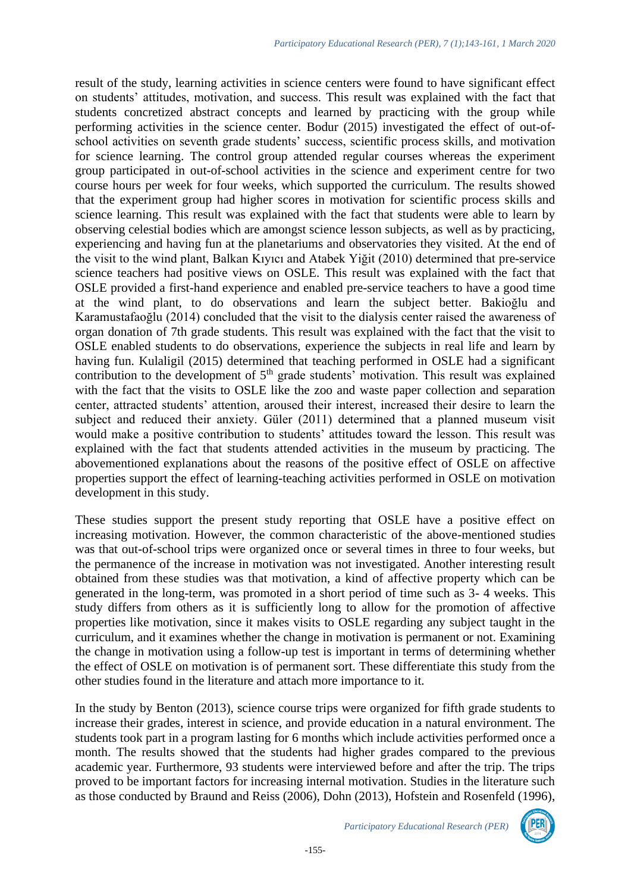result of the study, learning activities in science centers were found to have significant effect on students' attitudes, motivation, and success. This result was explained with the fact that students concretized abstract concepts and learned by practicing with the group while performing activities in the science center. Bodur (2015) investigated the effect of out-of-school activities on seventh grade students' success, scientific process skills, and motivation for science learning. The control group attended regular courses whereas the experiment group participated in out-of-school activities in the science and experiment centre for two course hours per week for four weeks, which supported the curriculum. The results showed that the experiment group had higher scores in motivation for scientific process skills and science learning. This result was explained with the fact that students were able to learn by observing celestial bodies which are amongst science lesson subjects, as well as by practicing, experiencing and having fun at the planetariums and observatories they visited. At the end of the visit to the wind plant, Balkan Kıyıcı and Atabek Yiğit (2010) determined that pre-service science teachers had positive views on OSLE. This result was explained with the fact that OSLE provided a first-hand experience and enabled pre-service teachers to have a good time at the wind plant, to do observations and learn the subject better. Bakioğlu and Karamustafaoğlu (2014) concluded that the visit to the dialysis center raised the awareness of organ donation of 7th grade students. This result was explained with the fact that the visit to OSLE enabled students to do observations, experience the subjects in real life and learn by having fun. Kulaligil (2015) determined that teaching performed in OSLE had a significant contribution to the development of 5$^{th}$ grade students' motivation. This result was explained with the fact that the visits to OSLE like the zoo and waste paper collection and separation center, attracted students' attention, aroused their interest, increased their desire to learn the subject and reduced their anxiety. Güler (2011) determined that a planned museum visit would make a positive contribution to students' attitudes toward the lesson. This result was explained with the fact that students attended activities in the museum by practicing. The abovementioned explanations about the reasons of the positive effect of OSLE on affective properties support the effect of learning-teaching activities performed in OSLE on motivation development in this study.

These studies support the present study reporting that OSLE have a positive effect on increasing motivation. However, the common characteristic of the above-mentioned studies was that out-of-school trips were organized once or several times in three to four weeks, but the permanence of the increase in motivation was not investigated. Another interesting result obtained from these studies was that motivation, a kind of affective property which can be generated in the long-term, was promoted in a short period of time such as 3- 4 weeks. This study differs from others as it is sufficiently long to allow for the promotion of affective properties like motivation, since it makes visits to OSLE regarding any subject taught in the curriculum, and it examines whether the change in motivation is permanent or not. Examining the change in motivation using a follow-up test is important in terms of determining whether the effect of OSLE on motivation is of permanent sort. These differentiate this study from the other studies found in the literature and attach more importance to it.

In the study by Benton (2013), science course trips were organized for fifth grade students to increase their grades, interest in science, and provide education in a natural environment. The students took part in a program lasting for 6 months which include activities performed once a month. The results showed that the students had higher grades compared to the previous academic year. Furthermore, 93 students were interviewed before and after the trip. The trips proved to be important factors for increasing internal motivation. Studies in the literature such as those conducted by Braund and Reiss (2006), Dohn (2013), Hofstein and Rosenfeld (1996),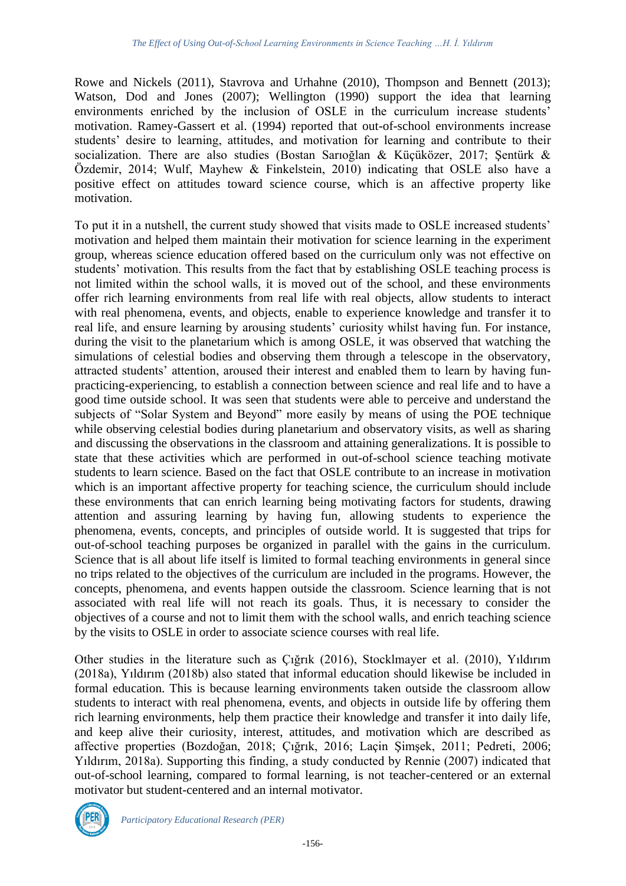Rowe and Nickels (2011), Stavrova and Urhahne (2010), Thompson and Bennett (2013); Watson, Dod and Jones (2007); Wellington (1990) support the idea that learning environments enriched by the inclusion of OSLE in the curriculum increase students' motivation. Ramey-Gassert et al. (1994) reported that out-of-school environments increase students' desire to learning, attitudes, and motivation for learning and contribute to their socialization. There are also studies (Bostan Sarıoğlan & Küçüközer, 2017; Şentürk & Özdemir, 2014; Wulf, Mayhew & Finkelstein, 2010) indicating that OSLE also have a positive effect on attitudes toward science course, which is an affective property like motivation.

To put it in a nutshell, the current study showed that visits made to OSLE increased students' motivation and helped them maintain their motivation for science learning in the experiment group, whereas science education offered based on the curriculum only was not effective on students' motivation. This results from the fact that by establishing OSLE teaching process is not limited within the school walls, it is moved out of the school, and these environments offer rich learning environments from real life with real objects, allow students to interact with real phenomena, events, and objects, enable to experience knowledge and transfer it to real life, and ensure learning by arousing students' curiosity whilst having fun. For instance, during the visit to the planetarium which is among OSLE, it was observed that watching the simulations of celestial bodies and observing them through a telescope in the observatory, attracted students' attention, aroused their interest and enabled them to learn by having fun-practicing-experiencing, to establish a connection between science and real life and to have a good time outside school. It was seen that students were able to perceive and understand the subjects of "Solar System and Beyond" more easily by means of using the POE technique while observing celestial bodies during planetarium and observatory visits, as well as sharing and discussing the observations in the classroom and attaining generalizations. It is possible to state that these activities which are performed in out-of-school science teaching motivate students to learn science. Based on the fact that OSLE contribute to an increase in motivation which is an important affective property for teaching science, the curriculum should include these environments that can enrich learning being motivating factors for students, drawing attention and assuring learning by having fun, allowing students to experience the phenomena, events, concepts, and principles of outside world. It is suggested that trips for out-of-school teaching purposes be organized in parallel with the gains in the curriculum. Science that is all about life itself is limited to formal teaching environments in general since no trips related to the objectives of the curriculum are included in the programs. However, the concepts, phenomena, and events happen outside the classroom. Science learning that is not associated with real life will not reach its goals. Thus, it is necessary to consider the objectives of a course and not to limit them with the school walls, and enrich teaching science by the visits to OSLE in order to associate science courses with real life.

Other studies in the literature such as Çığrık (2016), Stocklmayer et al. (2010), Yıldırım (2018a), Yıldırım (2018b) also stated that informal education should likewise be included in formal education. This is because learning environments taken outside the classroom allow students to interact with real phenomena, events, and objects in outside life by offering them rich learning environments, help them practice their knowledge and transfer it into daily life, and keep alive their curiosity, interest, attitudes, and motivation which are described as affective properties (Bozdoğan, 2018; Çığrık, 2016; Laçin Şimşek, 2011; Pedreti, 2006; Yıldırım, 2018a). Supporting this finding, a study conducted by Rennie (2007) indicated that out-of-school learning, compared to formal learning, is not teacher-centered or an external motivator but student-centered and an internal motivator.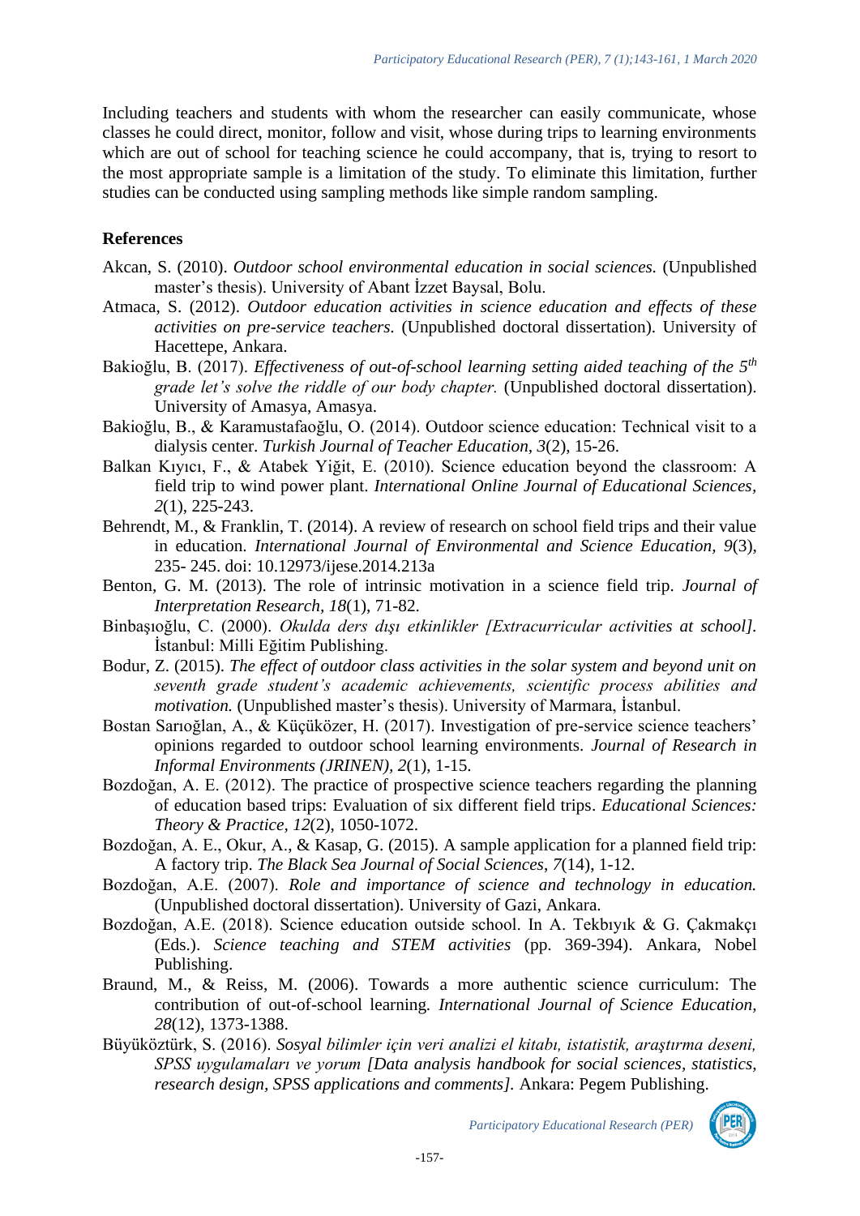Including teachers and students with whom the researcher can easily communicate, whose classes he could direct, monitor, follow and visit, whose during trips to learning environments which are out of school for teaching science he could accompany, that is, trying to resort to the most appropriate sample is a limitation of the study. To eliminate this limitation, further studies can be conducted using sampling methods like simple random sampling.

## References

Akcan, S. (2010). *Outdoor school environmental education in social sciences.* (Unpublished master's thesis). University of Abant İzzet Baysal, Bolu.

Atmaca, S. (2012). *Outdoor education activities in science education and effects of these activities on pre-service teachers.* (Unpublished doctoral dissertation). University of Hacettepe, Ankara.

Bakioğlu, B. (2017). *Effectiveness of out-of-school learning setting aided teaching of the 5th grade let's solve the riddle of our body chapter.* (Unpublished doctoral dissertation). University of Amasya, Amasya.

Bakioğlu, B., & Karamustafaoğlu, O. (2014). Outdoor science education: Technical visit to a dialysis center. *Turkish Journal of Teacher Education, 3*(2), 15-26.

Balkan Kıyıcı, F., & Atabek Yiğit, E. (2010). Science education beyond the classroom: A field trip to wind power plant. *International Online Journal of Educational Sciences, 2*(1), 225-243.

Behrendt, M., & Franklin, T. (2014). A review of research on school field trips and their value in education. *International Journal of Environmental and Science Education, 9*(3), 235- 245. doi: 10.12973/ijese.2014.213a

Benton, G. M. (2013). The role of intrinsic motivation in a science field trip. *Journal of Interpretation Research, 18*(1), 71-82.

Binbaşıoğlu, C. (2000). *Okulda ders dışı etkinlikler [Extracurricular activities at school].* İstanbul: Milli Eğitim Publishing.

Bodur, Z. (2015). *The effect of outdoor class activities in the solar system and beyond unit on seventh grade student's academic achievements, scientific process abilities and motivation.* (Unpublished master's thesis). University of Marmara, İstanbul.

Bostan Sarıoğlan, A., & Küçüközer, H. (2017). Investigation of pre-service science teachers' opinions regarded to outdoor school learning environments. *Journal of Research in Informal Environments (JRINEN), 2*(1), 1-15.

Bozdoğan, A. E. (2012). The practice of prospective science teachers regarding the planning of education based trips: Evaluation of six different field trips. *Educational Sciences: Theory & Practice, 12*(2), 1050-1072.

Bozdoğan, A. E., Okur, A., & Kasap, G. (2015). A sample application for a planned field trip: A factory trip. *The Black Sea Journal of Social Sciences, 7*(14), 1-12.

Bozdoğan, A.E. (2007). *Role and importance of science and technology in education.* (Unpublished doctoral dissertation). University of Gazi, Ankara.

Bozdoğan, A.E. (2018). Science education outside school. In A. Tekbıyık & G. Çakmakçı (Eds.). *Science teaching and STEM activities* (pp. 369-394). Ankara, Nobel Publishing.

Braund, M., & Reiss, M. (2006). Towards a more authentic science curriculum: The contribution of out-of-school learning. *International Journal of Science Education, 28*(12), 1373-1388.

Büyüköztürk, S. (2016). *Sosyal bilimler için veri analizi el kitabı, istatistik, araştırma deseni, SPSS uygulamaları ve yorum [Data analysis handbook for social sciences, statistics, research design, SPSS applications and comments].* Ankara: Pegem Publishing.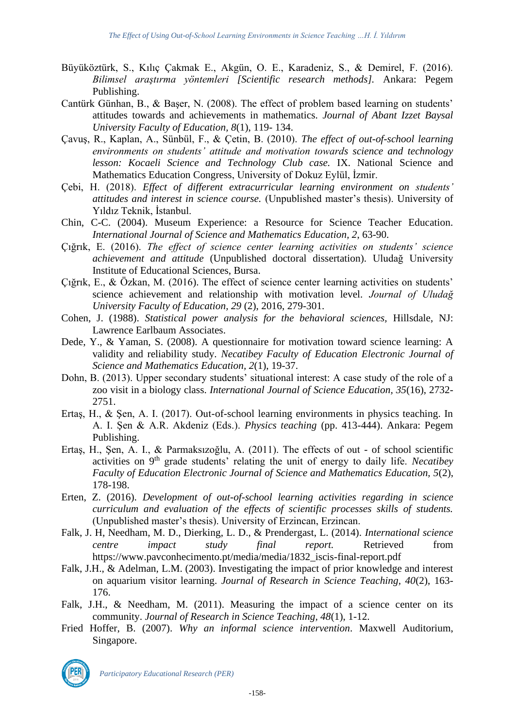Büyüköztürk, S., Kılıç Çakmak E., Akgün, O. E., Karadeniz, S., & Demirel, F. (2016). *Bilimsel araştırma yöntemleri [Scientific research methods]*. Ankara: Pegem Publishing.

Cantürk Günhan, B., & Başer, N. (2008). The effect of problem based learning on students' attitudes towards and achievements in mathematics. *Journal of Abant Izzet Baysal University Faculty of Education, 8*(1), 119- 134.

Çavuş, R., Kaplan, A., Sünbül, F., & Çetin, B. (2010). *The effect of out-of-school learning environments on students' attitude and motivation towards science and technology lesson: Kocaeli Science and Technology Club case.* IX. National Science and Mathematics Education Congress, University of Dokuz Eylül, İzmir.

Çebi, H. (2018). *Effect of different extracurricular learning environment on students' attitudes and interest in science course.* (Unpublished master's thesis). University of Yıldız Teknik, İstanbul.

Chin, C-C. (2004). Museum Experience: a Resource for Science Teacher Education. *International Journal of Science and Mathematics Education, 2*, 63-90.

Çığrık, E. (2016). *The effect of science center learning activities on students' science achievement and attitude* (Unpublished doctoral dissertation). Uludağ University Institute of Educational Sciences, Bursa.

Çığrık, E., & Özkan, M. (2016). The effect of science center learning activities on students' science achievement and relationship with motivation level. *Journal of Uludağ University Faculty of Education, 29* (2), 2016, 279-301.

Cohen, J. (1988). *Statistical power analysis for the behavioral sciences*, Hillsdale, NJ: Lawrence Earlbaum Associates.

Dede, Y., & Yaman, S. (2008). A questionnaire for motivation toward science learning: A validity and reliability study. *Necatibey Faculty of Education Electronic Journal of Science and Mathematics Education, 2*(1), 19-37.

Dohn, B. (2013). Upper secondary students' situational interest: A case study of the role of a zoo visit in a biology class. *International Journal of Science Education, 35*(16), 2732-2751.

Ertaş, H., & Şen, A. I. (2017). Out-of-school learning environments in physics teaching. In A. I. Şen & A.R. Akdeniz (Eds.). *Physics teaching* (pp. 413-444). Ankara: Pegem Publishing.

Ertaş, H., Şen, A. I., & Parmaksızoğlu, A. (2011). The effects of out - of school scientific activities on 9th grade students' relating the unit of energy to daily life. *Necatibey Faculty of Education Electronic Journal of Science and Mathematics Education, 5*(2), 178-198.

Erten, Z. (2016). *Development of out-of-school learning activities regarding in science curriculum and evaluation of the effects of scientific processes skills of students.* (Unpublished master's thesis). University of Erzincan, Erzincan.

Falk, J. H, Needham, M. D., Dierking, L. D., & Prendergast, L. (2014). *International science centre impact study final report.* Retrieved from https://www.pavconhecimento.pt/media/media/1832_iscis-final-report.pdf

Falk, J.H., & Adelman, L.M. (2003). Investigating the impact of prior knowledge and interest on aquarium visitor learning. *Journal of Research in Science Teaching, 40*(2), 163-176.

Falk, J.H., & Needham, M. (2011). Measuring the impact of a science center on its community. *Journal of Research in Science Teaching, 48*(1), 1-12.

Fried Hoffer, B. (2007). *Why an informal science intervention*. Maxwell Auditorium, Singapore.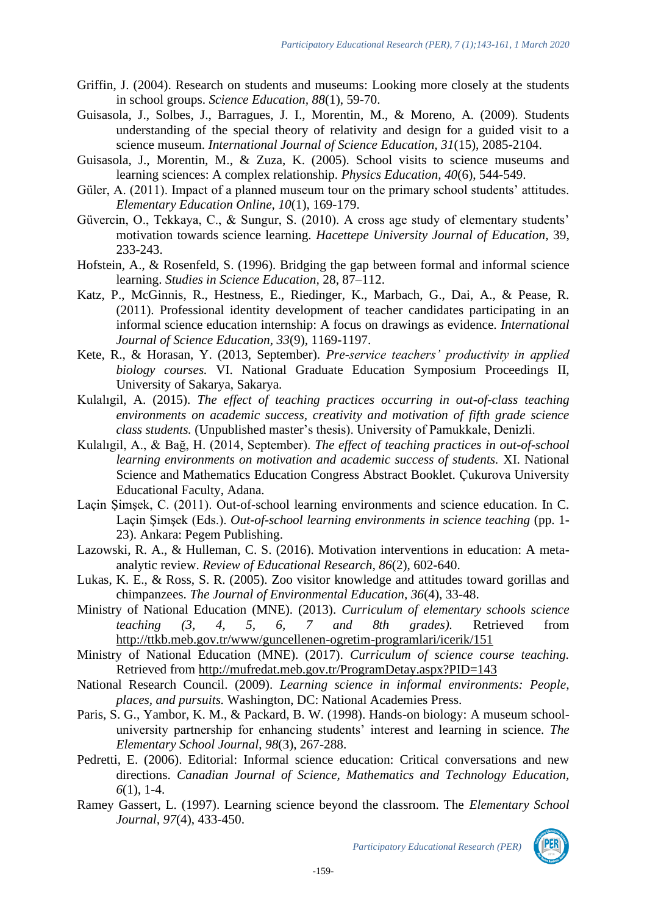Griffin, J. (2004). Research on students and museums: Looking more closely at the students in school groups. *Science Education, 88*(1), 59-70.

Guisasola, J., Solbes, J., Barragues, J. I., Morentin, M., & Moreno, A. (2009). Students understanding of the special theory of relativity and design for a guided visit to a science museum. *International Journal of Science Education, 31*(15), 2085-2104.

Guisasola, J., Morentin, M., & Zuza, K. (2005). School visits to science museums and learning sciences: A complex relationship. *Physics Education, 40*(6), 544-549.

Güler, A. (2011). Impact of a planned museum tour on the primary school students' attitudes. *Elementary Education Online, 10*(1), 169-179.

Güvercin, O., Tekkaya, C., & Sungur, S. (2010). A cross age study of elementary students' motivation towards science learning. *Hacettepe University Journal of Education*, 39, 233-243.

Hofstein, A., & Rosenfeld, S. (1996). Bridging the gap between formal and informal science learning. *Studies in Science Education*, 28, 87–112.

Katz, P., McGinnis, R., Hestness, E., Riedinger, K., Marbach, G., Dai, A., & Pease, R. (2011). Professional identity development of teacher candidates participating in an informal science education internship: A focus on drawings as evidence. *International Journal of Science Education, 33*(9), 1169-1197.

Kete, R., & Horasan, Y. (2013, September). *Pre-service teachers' productivity in applied biology courses.* VI. National Graduate Education Symposium Proceedings II, University of Sakarya, Sakarya.

Kulalıgil, A. (2015). *The effect of teaching practices occurring in out-of-class teaching environments on academic success, creativity and motivation of fifth grade science class students.* (Unpublished master's thesis). University of Pamukkale, Denizli.

Kulalıgil, A., & Bağ, H. (2014, September). *The effect of teaching practices in out-of-school learning environments on motivation and academic success of students.* XI. National Science and Mathematics Education Congress Abstract Booklet. Çukurova University Educational Faculty, Adana.

Laçin Şimşek, C. (2011). Out-of-school learning environments and science education. In C. Laçin Şimşek (Eds.). *Out-of-school learning environments in science teaching* (pp. 1-23). Ankara: Pegem Publishing.

Lazowski, R. A., & Hulleman, C. S. (2016). Motivation interventions in education: A meta-analytic review. *Review of Educational Research, 86*(2), 602-640.

Lukas, K. E., & Ross, S. R. (2005). Zoo visitor knowledge and attitudes toward gorillas and chimpanzees. *The Journal of Environmental Education, 36*(4), 33-48.

Ministry of National Education (MNE). (2013). *Curriculum of elementary schools science teaching (3, 4, 5, 6, 7 and 8th grades).* Retrieved from http://ttkb.meb.gov.tr/www/guncellenen-ogretim-programlari/icerik/151

Ministry of National Education (MNE). (2017). *Curriculum of science course teaching.* Retrieved from http://mufredat.meb.gov.tr/ProgramDetay.aspx?PID=143

National Research Council. (2009). *Learning science in informal environments: People, places, and pursuits.* Washington, DC: National Academies Press.

Paris, S. G., Yambor, K. M., & Packard, B. W. (1998). Hands-on biology: A museum school-university partnership for enhancing students' interest and learning in science. *The Elementary School Journal, 98*(3), 267-288.

Pedretti, E. (2006). Editorial: Informal science education: Critical conversations and new directions. *Canadian Journal of Science, Mathematics and Technology Education, 6*(1), 1-4.

Ramey Gassert, L. (1997). Learning science beyond the classroom. The *Elementary School Journal, 97*(4), 433-450.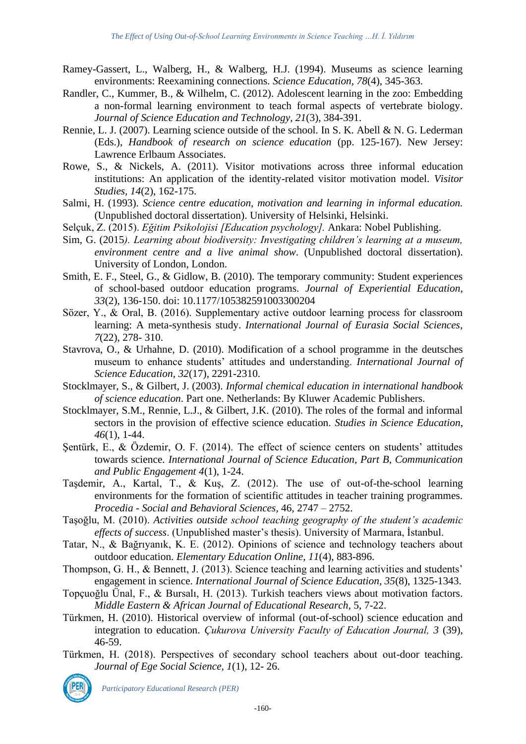Ramey-Gassert, L., Walberg, H., & Walberg, H.J. (1994). Museums as science learning environments: Reexamining connections. *Science Education, 78*(4), 345-363.

Randler, C., Kummer, B., & Wilhelm, C. (2012). Adolescent learning in the zoo: Embedding a non-formal learning environment to teach formal aspects of vertebrate biology. *Journal of Science Education and Technology, 21*(3), 384-391.

Rennie, L. J. (2007). Learning science outside of the school. In S. K. Abell & N. G. Lederman (Eds.), *Handbook of research on science education* (pp. 125-167). New Jersey: Lawrence Erlbaum Associates.

Rowe, S., & Nickels, A. (2011). Visitor motivations across three informal education institutions: An application of the identity-related visitor motivation model. *Visitor Studies, 14*(2), 162-175.

Salmi, H. (1993). *Science centre education, motivation and learning in informal education.* (Unpublished doctoral dissertation). University of Helsinki, Helsinki.

Selçuk, Z. (2015). *Eğitim Psikolojisi [Education psychology].* Ankara: Nobel Publishing.

Sim, G. (2015*). Learning about biodiversity: Investigating children's learning at a museum, environment centre and a live animal show*. (Unpublished doctoral dissertation). University of London, London.

Smith, E. F., Steel, G., & Gidlow, B. (2010). The temporary community: Student experiences of school-based outdoor education programs. *Journal of Experiential Education, 33*(2), 136-150. doi: 10.1177/105382591003300204

Sözer, Y., & Oral, B. (2016). Supplementary active outdoor learning process for classroom learning: A meta-synthesis study. *International Journal of Eurasia Social Sciences, 7*(22), 278- 310.

Stavrova, O., & Urhahne, D. (2010). Modification of a school programme in the deutsches museum to enhance students' attitudes and understanding. *International Journal of Science Education, 32*(17), 2291-2310.

Stocklmayer, S., & Gilbert, J. (2003). *Informal chemical education in international handbook of science education*. Part one. Netherlands: By Kluwer Academic Publishers.

Stocklmayer, S.M., Rennie, L.J., & Gilbert, J.K. (2010). The roles of the formal and informal sectors in the provision of effective science education. *Studies in Science Education, 46*(1), 1-44.

Şentürk, E., & Özdemir, O. F. (2014). The effect of science centers on students' attitudes towards science. *International Journal of Science Education, Part B, Communication and Public Engagement 4*(1), 1-24.

Taşdemir, A., Kartal, T., & Kuş, Z. (2012). The use of out-of-the-school learning environments for the formation of scientific attitudes in teacher training programmes. *Procedia - Social and Behavioral Sciences*, 46, 2747 – 2752.

Taşoğlu, M. (2010). *Activities outside school teaching geography of the student's academic effects of success*. (Unpublished master's thesis). University of Marmara, İstanbul.

Tatar, N., & Bağrıyanık, K. E. (2012). Opinions of science and technology teachers about outdoor education. *Elementary Education Online, 11*(4), 883-896.

Thompson, G. H., & Bennett, J. (2013). Science teaching and learning activities and students' engagement in science. *International Journal of Science Education, 35*(8), 1325-1343.

Topçuoğlu Ünal, F., & Bursalı, H. (2013). Turkish teachers views about motivation factors. *Middle Eastern & African Journal of Educational Research,* 5, 7-22.

Türkmen, H. (2010). Historical overview of informal (out-of-school) science education and integration to education. *Çukurova University Faculty of Education Journal, 3* (39), 46-59.

Türkmen, H. (2018). Perspectives of secondary school teachers about out-door teaching. *Journal of Ege Social Science, 1*(1), 12- 26.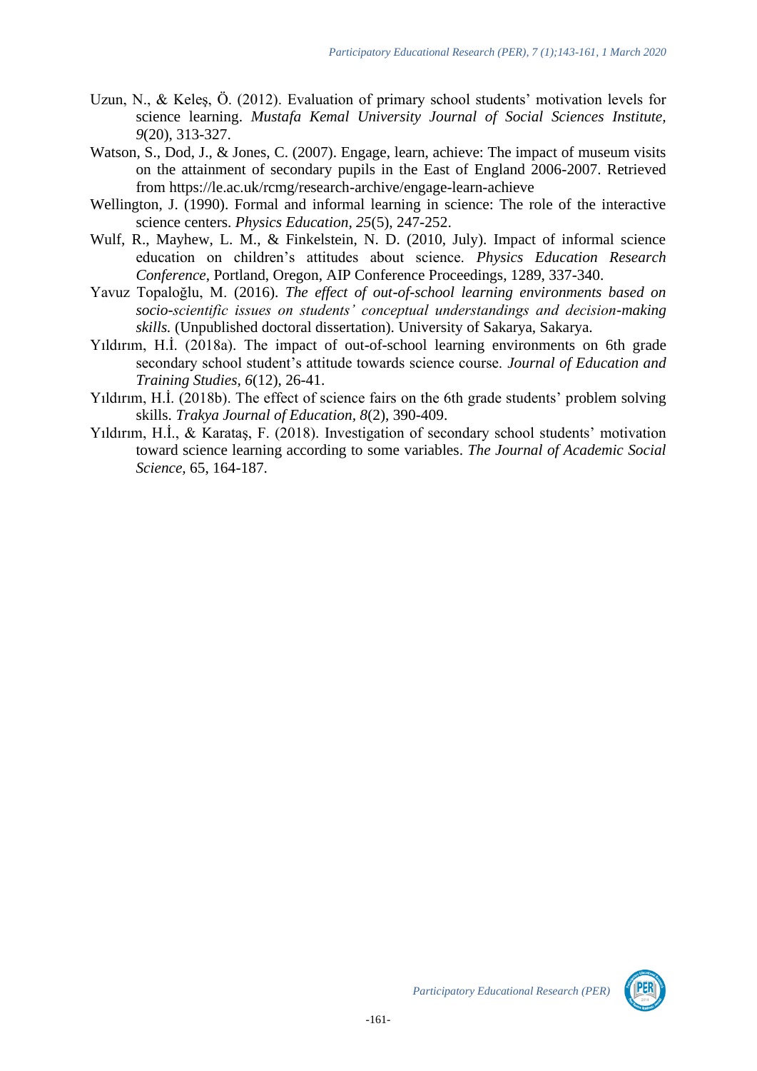Uzun, N., & Keleş, Ö. (2012). Evaluation of primary school students' motivation levels for science learning. *Mustafa Kemal University Journal of Social Sciences Institute, 9*(20), 313-327.

Watson, S., Dod, J., & Jones, C. (2007). Engage, learn, achieve: The impact of museum visits on the attainment of secondary pupils in the East of England 2006-2007. Retrieved from https://le.ac.uk/rcmg/research-archive/engage-learn-achieve

Wellington, J. (1990). Formal and informal learning in science: The role of the interactive science centers. *Physics Education, 25*(5), 247-252.

Wulf, R., Mayhew, L. M., & Finkelstein, N. D. (2010, July). Impact of informal science education on children's attitudes about science. *Physics Education Research Conference*, Portland, Oregon, AIP Conference Proceedings, 1289, 337-340.

Yavuz Topaloğlu, M. (2016). *The effect of out-of-school learning environments based on socio-scientific issues on students' conceptual understandings and decision-making skills.* (Unpublished doctoral dissertation). University of Sakarya, Sakarya.

Yıldırım, H.İ. (2018a). The impact of out-of-school learning environments on 6th grade secondary school student's attitude towards science course. *Journal of Education and Training Studies, 6*(12), 26-41.

Yıldırım, H.İ. (2018b). The effect of science fairs on the 6th grade students' problem solving skills. *Trakya Journal of Education, 8*(2), 390-409.

Yıldırım, H.İ., & Karataş, F. (2018). Investigation of secondary school students' motivation toward science learning according to some variables. *The Journal of Academic Social Science,* 65, 164-187.